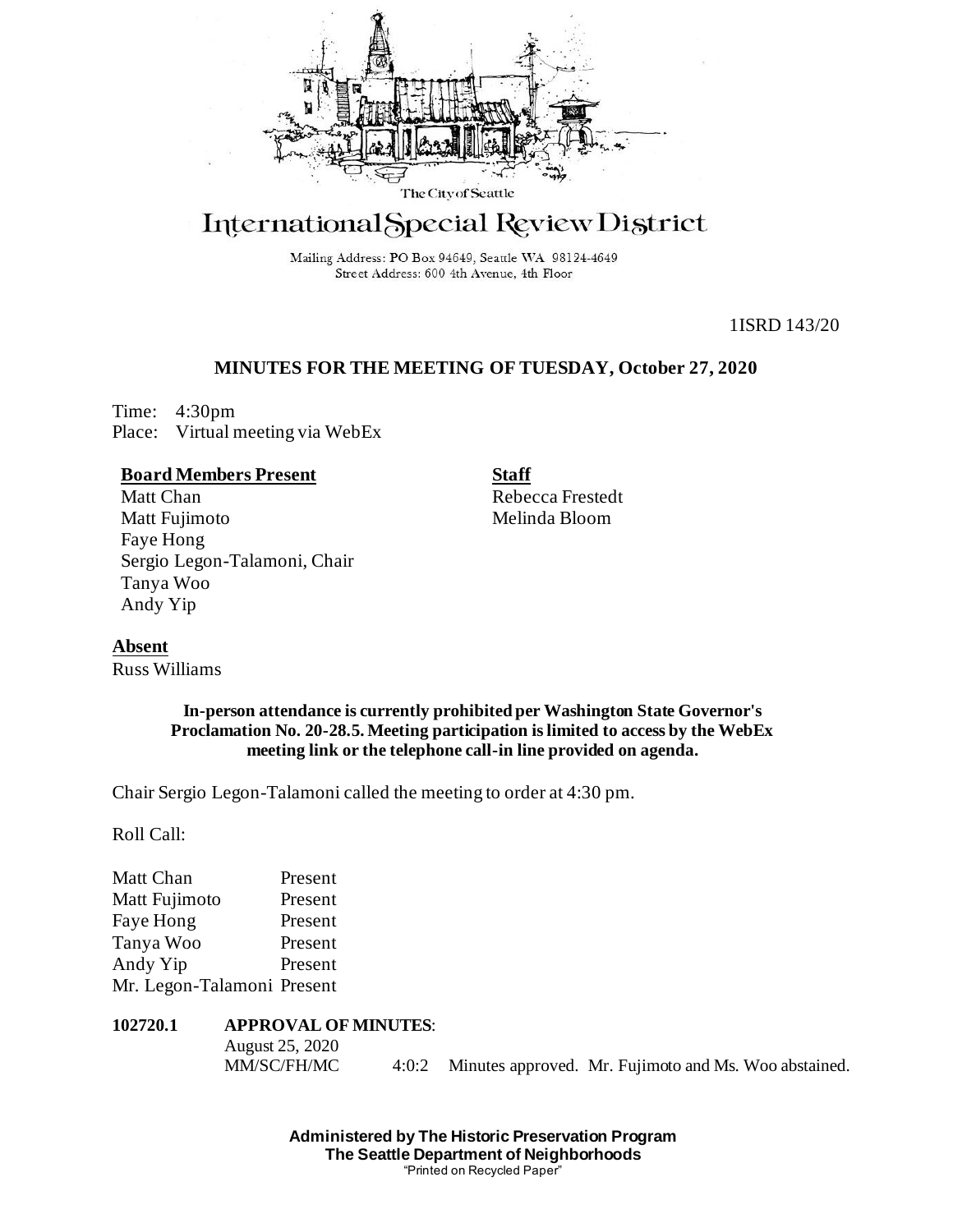The City of Seattle

# International Special Review District

Mailing Address: PO Box 94649, Seattle WA 98124-4649
Street Address: 600 4th Avenue, 4th Floor

1ISRD 143/20

## MINUTES FOR THE MEETING OF TUESDAY, October 27, 2020

Time: 4:30pm
Place: Virtual meeting via WebEx

**Board Members Present**
Matt Chan
Matt Fujimoto
Faye Hong
Sergio Legon-Talamoni, Chair
Tanya Woo
Andy Yip

**Staff**
Rebecca Frestedt
Melinda Bloom

**Absent**
Russ Williams

**In-person attendance is currently prohibited per Washington State Governor's Proclamation No. 20-28.5. Meeting participation is limited to access by the WebEx meeting link or the telephone call-in line provided on agenda.**

Chair Sergio Legon-Talamoni called the meeting to order at 4:30 pm.

Roll Call:

| | |
|---|---|
| Matt Chan | Present |
| Matt Fujimoto | Present |
| Faye Hong | Present |
| Tanya Woo | Present |
| Andy Yip | Present |
| Mr. Legon-Talamoni | Present |

**102720.1 APPROVAL OF MINUTES**:
August 25, 2020
MM/SC/FH/MC 4:0:2 Minutes approved. Mr. Fujimoto and Ms. Woo abstained.

**Administered by The Historic Preservation Program**
**The Seattle Department of Neighborhoods**
"Printed on Recycled Paper"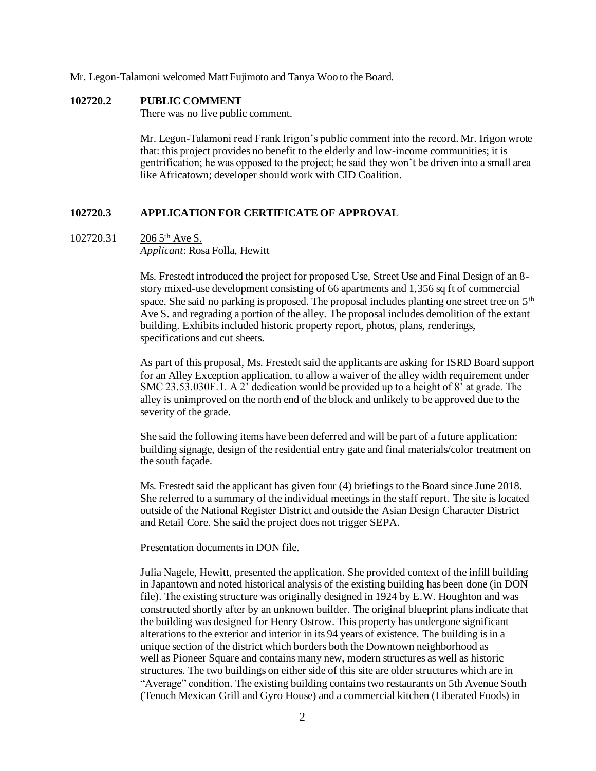Mr. Legon-Talamoni welcomed Matt Fujimoto and Tanya Woo to the Board.

**102720.2 PUBLIC COMMENT**

There was no live public comment.

Mr. Legon-Talamoni read Frank Irigon's public comment into the record. Mr. Irigon wrote that: this project provides no benefit to the elderly and low-income communities; it is gentrification; he was opposed to the project; he said they won't be driven into a small area like Africatown; developer should work with CID Coalition.

**102720.3 APPLICATION FOR CERTIFICATE OF APPROVAL**

102720.31 206 5th Ave S.
*Applicant*: Rosa Folla, Hewitt

Ms. Frestedt introduced the project for proposed Use, Street Use and Final Design of an 8-story mixed-use development consisting of 66 apartments and 1,356 sq ft of commercial space. She said no parking is proposed. The proposal includes planting one street tree on 5th Ave S. and regrading a portion of the alley. The proposal includes demolition of the extant building. Exhibits included historic property report, photos, plans, renderings, specifications and cut sheets.

As part of this proposal, Ms. Frestedt said the applicants are asking for ISRD Board support for an Alley Exception application, to allow a waiver of the alley width requirement under SMC 23.53.030F.1. A 2' dedication would be provided up to a height of 8' at grade. The alley is unimproved on the north end of the block and unlikely to be approved due to the severity of the grade.

She said the following items have been deferred and will be part of a future application: building signage, design of the residential entry gate and final materials/color treatment on the south façade.

Ms. Frestedt said the applicant has given four (4) briefings to the Board since June 2018. She referred to a summary of the individual meetings in the staff report. The site is located outside of the National Register District and outside the Asian Design Character District and Retail Core. She said the project does not trigger SEPA.

Presentation documents in DON file.

Julia Nagele, Hewitt, presented the application. She provided context of the infill building in Japantown and noted historical analysis of the existing building has been done (in DON file). The existing structure was originally designed in 1924 by E.W. Houghton and was constructed shortly after by an unknown builder. The original blueprint plans indicate that the building was designed for Henry Ostrow. This property has undergone significant alterations to the exterior and interior in its 94 years of existence. The building is in a unique section of the district which borders both the Downtown neighborhood as well as Pioneer Square and contains many new, modern structures as well as historic structures. The two buildings on either side of this site are older structures which are in "Average" condition. The existing building contains two restaurants on 5th Avenue South (Tenoch Mexican Grill and Gyro House) and a commercial kitchen (Liberated Foods) in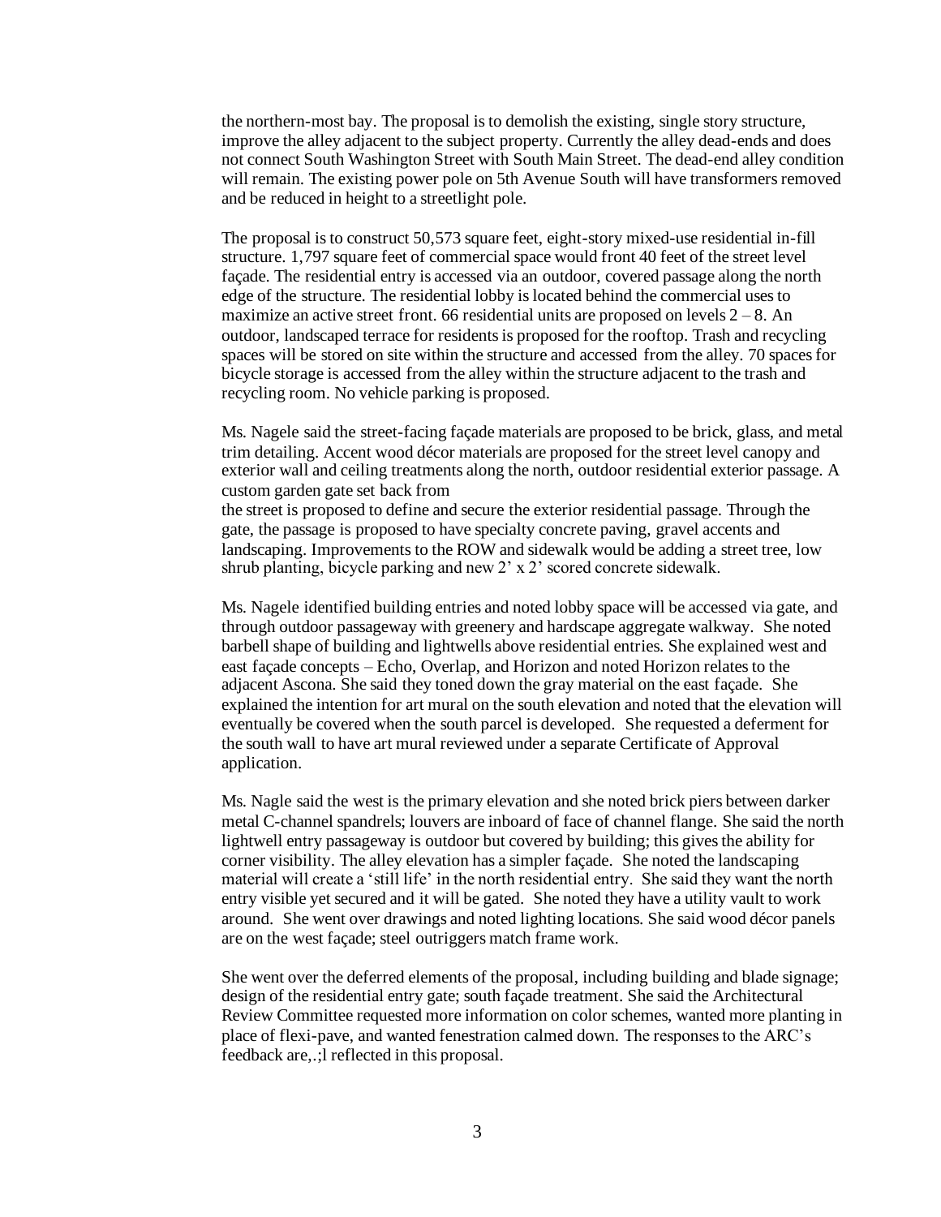the northern-most bay. The proposal is to demolish the existing, single story structure, improve the alley adjacent to the subject property. Currently the alley dead-ends and does not connect South Washington Street with South Main Street. The dead-end alley condition will remain. The existing power pole on 5th Avenue South will have transformers removed and be reduced in height to a streetlight pole.

The proposal is to construct 50,573 square feet, eight-story mixed-use residential in-fill structure. 1,797 square feet of commercial space would front 40 feet of the street level façade. The residential entry is accessed via an outdoor, covered passage along the north edge of the structure. The residential lobby is located behind the commercial uses to maximize an active street front. 66 residential units are proposed on levels 2 – 8. An outdoor, landscaped terrace for residents is proposed for the rooftop. Trash and recycling spaces will be stored on site within the structure and accessed from the alley. 70 spaces for bicycle storage is accessed from the alley within the structure adjacent to the trash and recycling room. No vehicle parking is proposed.

Ms. Nagele said the street-facing façade materials are proposed to be brick, glass, and metal trim detailing. Accent wood décor materials are proposed for the street level canopy and exterior wall and ceiling treatments along the north, outdoor residential exterior passage. A custom garden gate set back from
the street is proposed to define and secure the exterior residential passage. Through the gate, the passage is proposed to have specialty concrete paving, gravel accents and landscaping. Improvements to the ROW and sidewalk would be adding a street tree, low shrub planting, bicycle parking and new 2' x 2' scored concrete sidewalk.

Ms. Nagele identified building entries and noted lobby space will be accessed via gate, and through outdoor passageway with greenery and hardscape aggregate walkway. She noted barbell shape of building and lightwells above residential entries. She explained west and east façade concepts – Echo, Overlap, and Horizon and noted Horizon relates to the adjacent Ascona. She said they toned down the gray material on the east façade. She explained the intention for art mural on the south elevation and noted that the elevation will eventually be covered when the south parcel is developed. She requested a deferment for the south wall to have art mural reviewed under a separate Certificate of Approval application.

Ms. Nagle said the west is the primary elevation and she noted brick piers between darker metal C-channel spandrels; louvers are inboard of face of channel flange. She said the north lightwell entry passageway is outdoor but covered by building; this gives the ability for corner visibility. The alley elevation has a simpler façade. She noted the landscaping material will create a 'still life' in the north residential entry. She said they want the north entry visible yet secured and it will be gated. She noted they have a utility vault to work around. She went over drawings and noted lighting locations. She said wood décor panels are on the west façade; steel outriggers match frame work.

She went over the deferred elements of the proposal, including building and blade signage; design of the residential entry gate; south façade treatment. She said the Architectural Review Committee requested more information on color schemes, wanted more planting in place of flexi-pave, and wanted fenestration calmed down. The responses to the ARC's feedback are,.;l reflected in this proposal.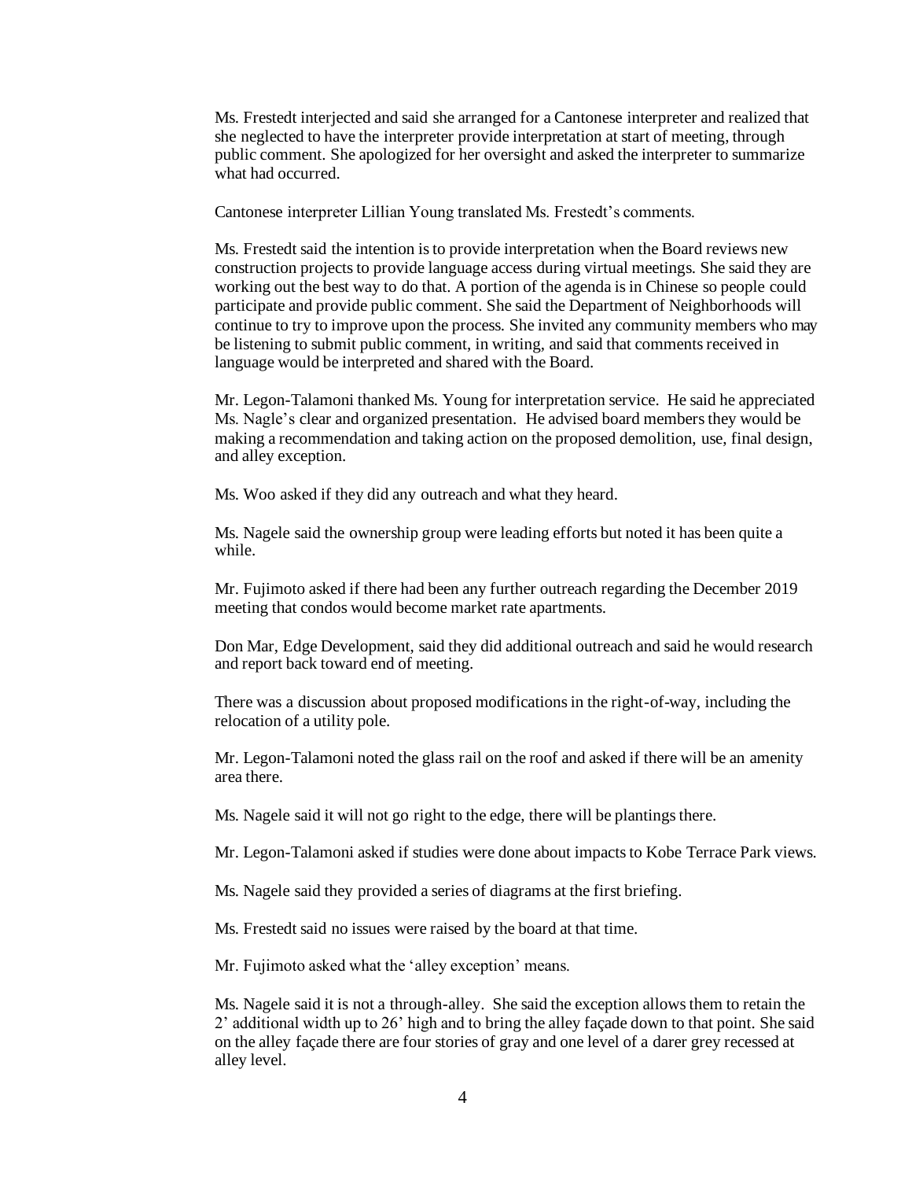Ms. Frestedt interjected and said she arranged for a Cantonese interpreter and realized that she neglected to have the interpreter provide interpretation at start of meeting, through public comment. She apologized for her oversight and asked the interpreter to summarize what had occurred.

Cantonese interpreter Lillian Young translated Ms. Frestedt's comments.

Ms. Frestedt said the intention is to provide interpretation when the Board reviews new construction projects to provide language access during virtual meetings. She said they are working out the best way to do that. A portion of the agenda is in Chinese so people could participate and provide public comment. She said the Department of Neighborhoods will continue to try to improve upon the process. She invited any community members who may be listening to submit public comment, in writing, and said that comments received in language would be interpreted and shared with the Board.

Mr. Legon-Talamoni thanked Ms. Young for interpretation service. He said he appreciated Ms. Nagle's clear and organized presentation. He advised board members they would be making a recommendation and taking action on the proposed demolition, use, final design, and alley exception.

Ms. Woo asked if they did any outreach and what they heard.

Ms. Nagele said the ownership group were leading efforts but noted it has been quite a while.

Mr. Fujimoto asked if there had been any further outreach regarding the December 2019 meeting that condos would become market rate apartments.

Don Mar, Edge Development, said they did additional outreach and said he would research and report back toward end of meeting.

There was a discussion about proposed modifications in the right-of-way, including the relocation of a utility pole.

Mr. Legon-Talamoni noted the glass rail on the roof and asked if there will be an amenity area there.

Ms. Nagele said it will not go right to the edge, there will be plantings there.

Mr. Legon-Talamoni asked if studies were done about impacts to Kobe Terrace Park views.

Ms. Nagele said they provided a series of diagrams at the first briefing.

Ms. Frestedt said no issues were raised by the board at that time.

Mr. Fujimoto asked what the 'alley exception' means.

Ms. Nagele said it is not a through-alley. She said the exception allows them to retain the 2' additional width up to 26' high and to bring the alley façade down to that point. She said on the alley façade there are four stories of gray and one level of a darer grey recessed at alley level.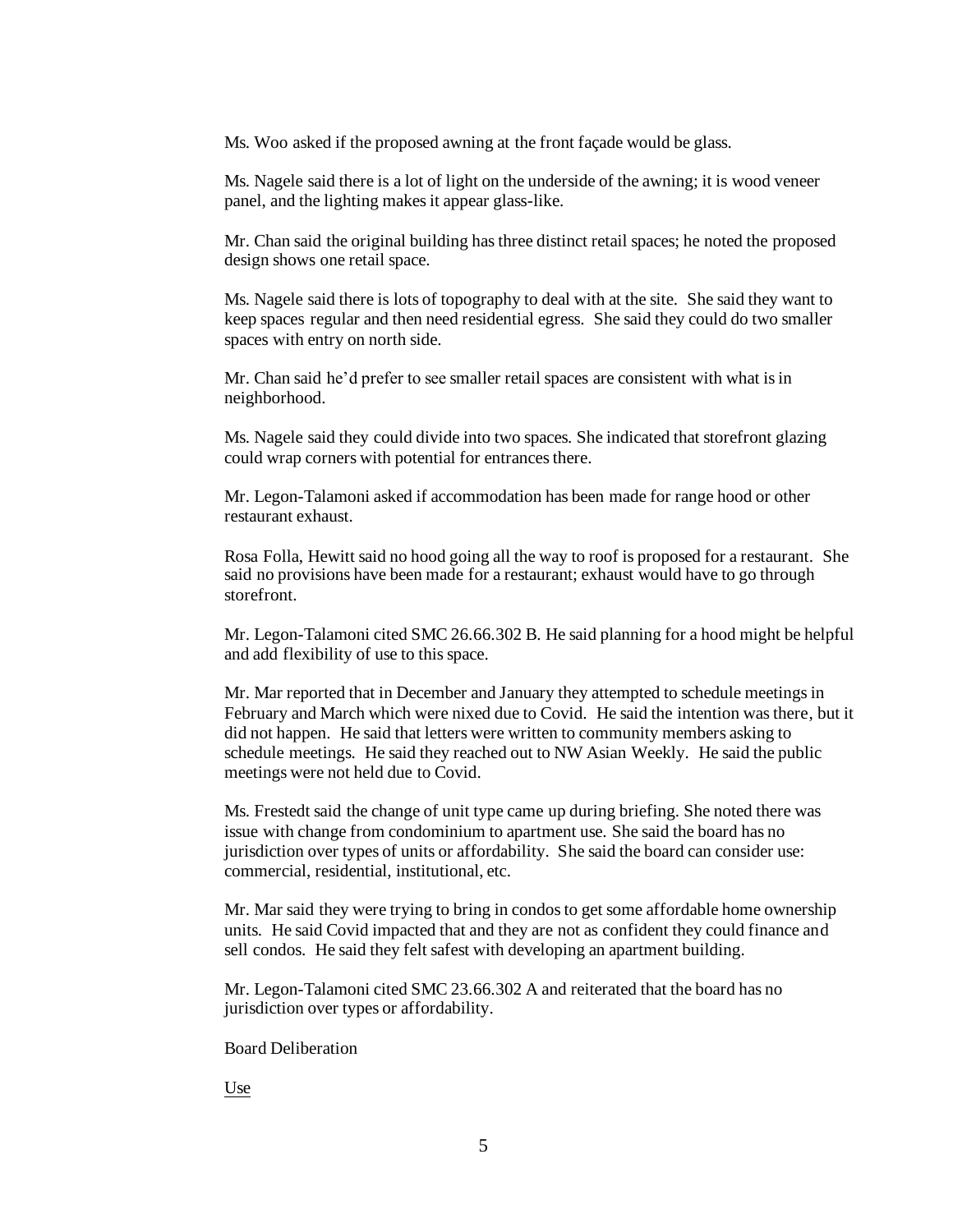Ms. Woo asked if the proposed awning at the front façade would be glass.

Ms. Nagele said there is a lot of light on the underside of the awning; it is wood veneer panel, and the lighting makes it appear glass-like.

Mr. Chan said the original building has three distinct retail spaces; he noted the proposed design shows one retail space.

Ms. Nagele said there is lots of topography to deal with at the site. She said they want to keep spaces regular and then need residential egress. She said they could do two smaller spaces with entry on north side.

Mr. Chan said he'd prefer to see smaller retail spaces are consistent with what is in neighborhood.

Ms. Nagele said they could divide into two spaces. She indicated that storefront glazing could wrap corners with potential for entrances there.

Mr. Legon-Talamoni asked if accommodation has been made for range hood or other restaurant exhaust.

Rosa Folla, Hewitt said no hood going all the way to roof is proposed for a restaurant. She said no provisions have been made for a restaurant; exhaust would have to go through storefront.

Mr. Legon-Talamoni cited SMC 26.66.302 B. He said planning for a hood might be helpful and add flexibility of use to this space.

Mr. Mar reported that in December and January they attempted to schedule meetings in February and March which were nixed due to Covid. He said the intention was there, but it did not happen. He said that letters were written to community members asking to schedule meetings. He said they reached out to NW Asian Weekly. He said the public meetings were not held due to Covid.

Ms. Frestedt said the change of unit type came up during briefing. She noted there was issue with change from condominium to apartment use. She said the board has no jurisdiction over types of units or affordability. She said the board can consider use: commercial, residential, institutional, etc.

Mr. Mar said they were trying to bring in condos to get some affordable home ownership units. He said Covid impacted that and they are not as confident they could finance and sell condos. He said they felt safest with developing an apartment building.

Mr. Legon-Talamoni cited SMC 23.66.302 A and reiterated that the board has no jurisdiction over types or affordability.

Board Deliberation

<u>Use</u>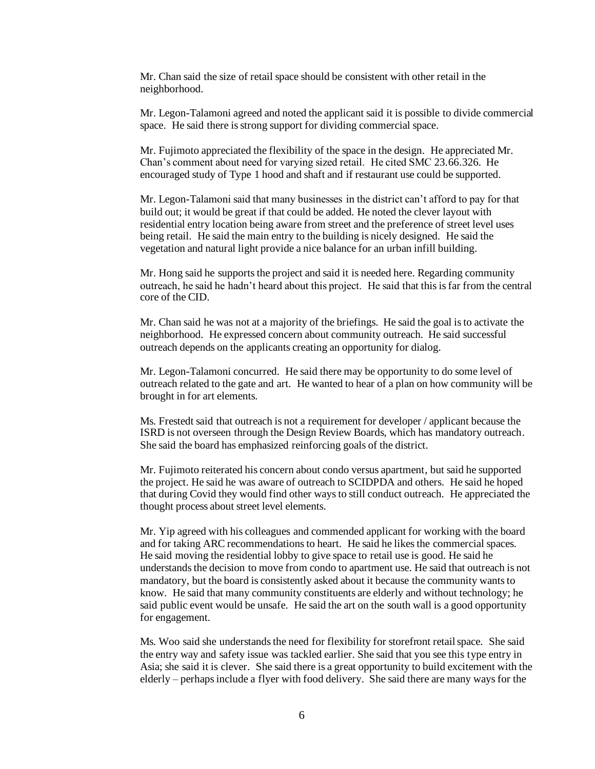Mr. Chan said the size of retail space should be consistent with other retail in the neighborhood.

Mr. Legon-Talamoni agreed and noted the applicant said it is possible to divide commercial space. He said there is strong support for dividing commercial space.

Mr. Fujimoto appreciated the flexibility of the space in the design. He appreciated Mr. Chan's comment about need for varying sized retail. He cited SMC 23.66.326. He encouraged study of Type 1 hood and shaft and if restaurant use could be supported.

Mr. Legon-Talamoni said that many businesses in the district can't afford to pay for that build out; it would be great if that could be added. He noted the clever layout with residential entry location being aware from street and the preference of street level uses being retail. He said the main entry to the building is nicely designed. He said the vegetation and natural light provide a nice balance for an urban infill building.

Mr. Hong said he supports the project and said it is needed here. Regarding community outreach, he said he hadn't heard about this project. He said that this is far from the central core of the CID.

Mr. Chan said he was not at a majority of the briefings. He said the goal is to activate the neighborhood. He expressed concern about community outreach. He said successful outreach depends on the applicants creating an opportunity for dialog.

Mr. Legon-Talamoni concurred. He said there may be opportunity to do some level of outreach related to the gate and art. He wanted to hear of a plan on how community will be brought in for art elements.

Ms. Frestedt said that outreach is not a requirement for developer / applicant because the ISRD is not overseen through the Design Review Boards, which has mandatory outreach. She said the board has emphasized reinforcing goals of the district.

Mr. Fujimoto reiterated his concern about condo versus apartment, but said he supported the project. He said he was aware of outreach to SCIDPDA and others. He said he hoped that during Covid they would find other ways to still conduct outreach. He appreciated the thought process about street level elements.

Mr. Yip agreed with his colleagues and commended applicant for working with the board and for taking ARC recommendations to heart. He said he likes the commercial spaces. He said moving the residential lobby to give space to retail use is good. He said he understands the decision to move from condo to apartment use. He said that outreach is not mandatory, but the board is consistently asked about it because the community wants to know. He said that many community constituents are elderly and without technology; he said public event would be unsafe. He said the art on the south wall is a good opportunity for engagement.

Ms. Woo said she understands the need for flexibility for storefront retail space. She said the entry way and safety issue was tackled earlier. She said that you see this type entry in Asia; she said it is clever. She said there is a great opportunity to build excitement with the elderly – perhaps include a flyer with food delivery. She said there are many ways for the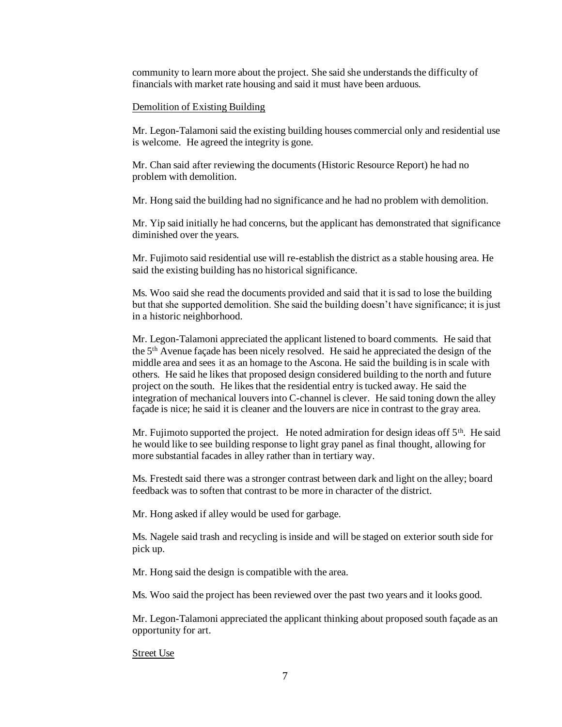community to learn more about the project. She said she understands the difficulty of financials with market rate housing and said it must have been arduous.

Demolition of Existing Building

Mr. Legon-Talamoni said the existing building houses commercial only and residential use is welcome. He agreed the integrity is gone.

Mr. Chan said after reviewing the documents (Historic Resource Report) he had no problem with demolition.

Mr. Hong said the building had no significance and he had no problem with demolition.

Mr. Yip said initially he had concerns, but the applicant has demonstrated that significance diminished over the years.

Mr. Fujimoto said residential use will re-establish the district as a stable housing area. He said the existing building has no historical significance.

Ms. Woo said she read the documents provided and said that it is sad to lose the building but that she supported demolition. She said the building doesn't have significance; it is just in a historic neighborhood.

Mr. Legon-Talamoni appreciated the applicant listened to board comments. He said that the 5th Avenue façade has been nicely resolved. He said he appreciated the design of the middle area and sees it as an homage to the Ascona. He said the building is in scale with others. He said he likes that proposed design considered building to the north and future project on the south. He likes that the residential entry is tucked away. He said the integration of mechanical louvers into C-channel is clever. He said toning down the alley façade is nice; he said it is cleaner and the louvers are nice in contrast to the gray area.

Mr. Fujimoto supported the project. He noted admiration for design ideas off 5th. He said he would like to see building response to light gray panel as final thought, allowing for more substantial facades in alley rather than in tertiary way.

Ms. Frestedt said there was a stronger contrast between dark and light on the alley; board feedback was to soften that contrast to be more in character of the district.

Mr. Hong asked if alley would be used for garbage.

Ms. Nagele said trash and recycling is inside and will be staged on exterior south side for pick up.

Mr. Hong said the design is compatible with the area.

Ms. Woo said the project has been reviewed over the past two years and it looks good.

Mr. Legon-Talamoni appreciated the applicant thinking about proposed south façade as an opportunity for art.

Street Use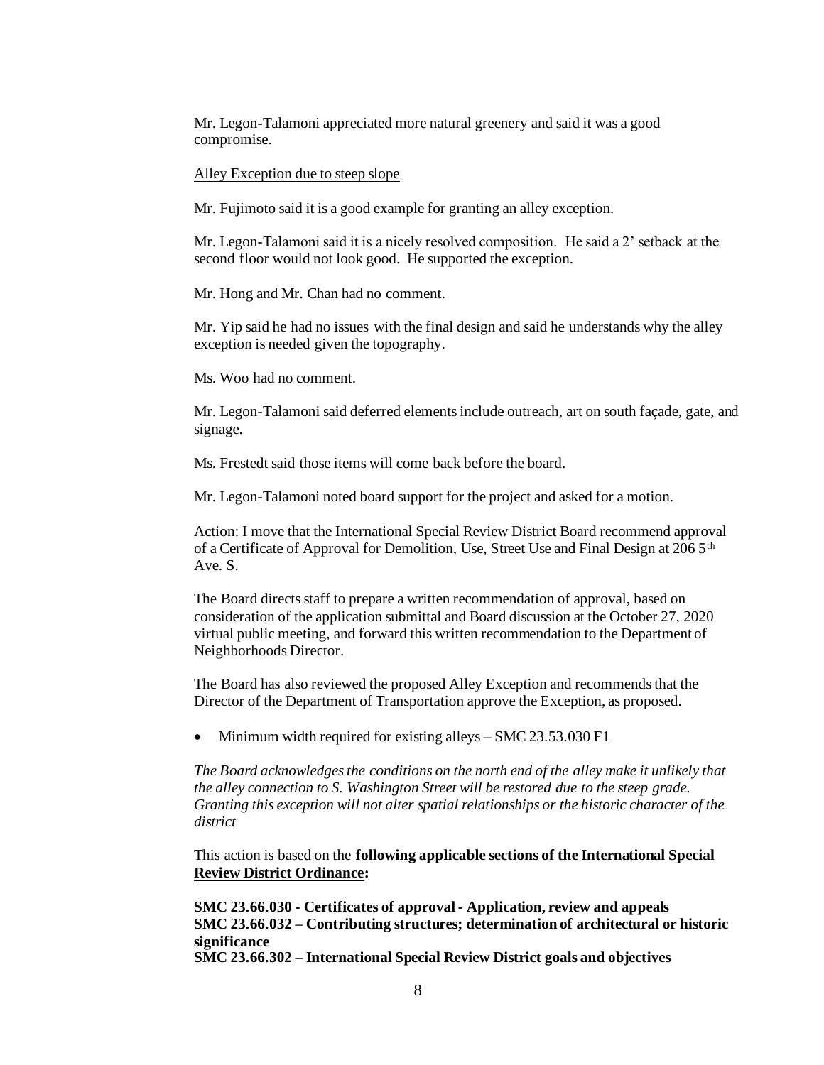Mr. Legon-Talamoni appreciated more natural greenery and said it was a good compromise.

Alley Exception due to steep slope

Mr. Fujimoto said it is a good example for granting an alley exception.

Mr. Legon-Talamoni said it is a nicely resolved composition. He said a 2' setback at the second floor would not look good. He supported the exception.

Mr. Hong and Mr. Chan had no comment.

Mr. Yip said he had no issues with the final design and said he understands why the alley exception is needed given the topography.

Ms. Woo had no comment.

Mr. Legon-Talamoni said deferred elements include outreach, art on south façade, gate, and signage.

Ms. Frestedt said those items will come back before the board.

Mr. Legon-Talamoni noted board support for the project and asked for a motion.

Action: I move that the International Special Review District Board recommend approval of a Certificate of Approval for Demolition, Use, Street Use and Final Design at 206 5th Ave. S.

The Board directs staff to prepare a written recommendation of approval, based on consideration of the application submittal and Board discussion at the October 27, 2020 virtual public meeting, and forward this written recommendation to the Department of Neighborhoods Director.

The Board has also reviewed the proposed Alley Exception and recommends that the Director of the Department of Transportation approve the Exception, as proposed.

- Minimum width required for existing alleys – SMC 23.53.030 F1

*The Board acknowledges the conditions on the north end of the alley make it unlikely that the alley connection to S. Washington Street will be restored due to the steep grade. Granting this exception will not alter spatial relationships or the historic character of the district*

This action is based on the **following applicable sections of the International Special Review District Ordinance:**

**SMC 23.66.030 - Certificates of approval - Application, review and appeals**
**SMC 23.66.032 – Contributing structures; determination of architectural or historic significance**
**SMC 23.66.302 – International Special Review District goals and objectives**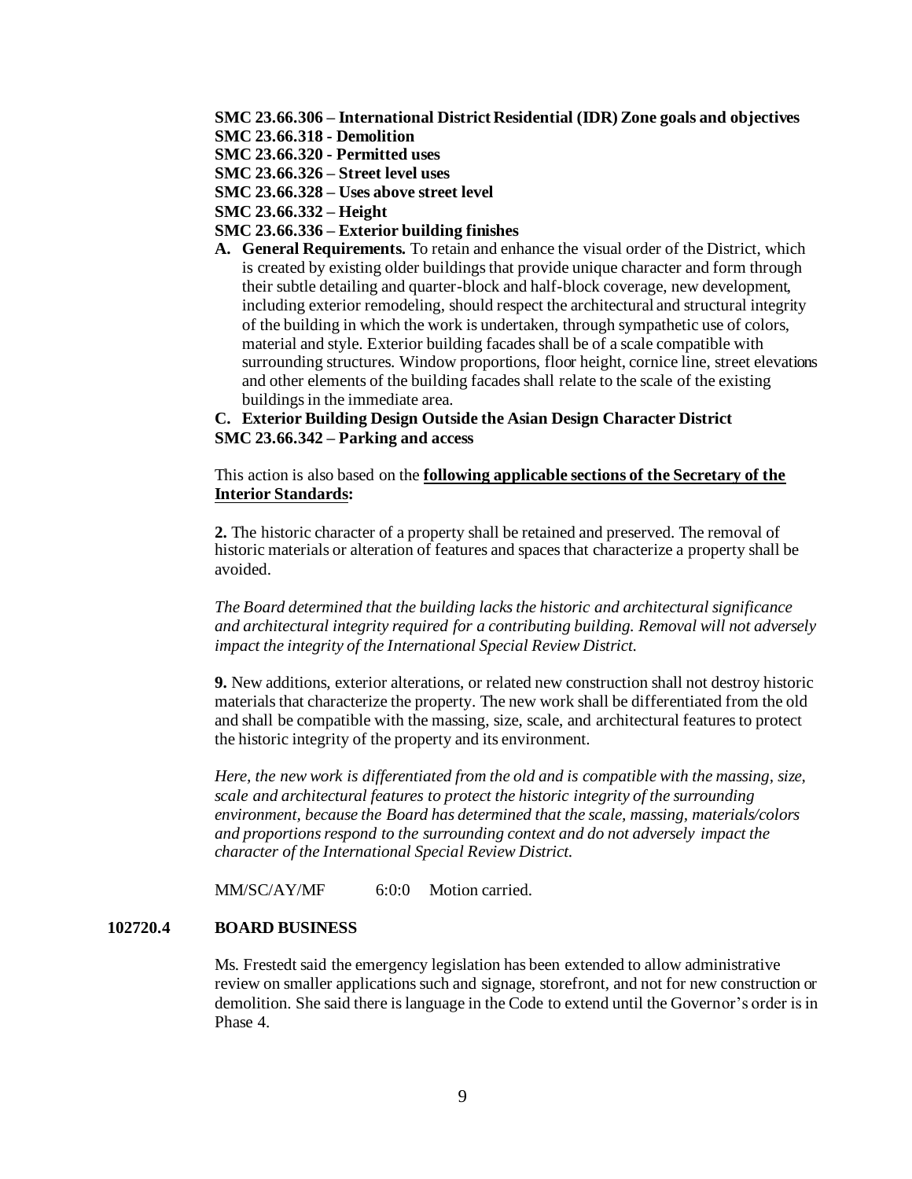**SMC 23.66.306 – International District Residential (IDR) Zone goals and objectives**
**SMC 23.66.318 - Demolition**
**SMC 23.66.320 - Permitted uses**
**SMC 23.66.326 – Street level uses**
**SMC 23.66.328 – Uses above street level**
**SMC 23.66.332 – Height**
**SMC 23.66.336 – Exterior building finishes**

**A. General Requirements.** To retain and enhance the visual order of the District, which is created by existing older buildings that provide unique character and form through their subtle detailing and quarter-block and half-block coverage, new development, including exterior remodeling, should respect the architectural and structural integrity of the building in which the work is undertaken, through sympathetic use of colors, material and style. Exterior building facades shall be of a scale compatible with surrounding structures. Window proportions, floor height, cornice line, street elevations and other elements of the building facades shall relate to the scale of the existing buildings in the immediate area.

**C. Exterior Building Design Outside the Asian Design Character District**

**SMC 23.66.342 – Parking and access**

This action is also based on the **following applicable sections of the Secretary of the Interior Standards:**

**2.** The historic character of a property shall be retained and preserved. The removal of historic materials or alteration of features and spaces that characterize a property shall be avoided.

*The Board determined that the building lacks the historic and architectural significance and architectural integrity required for a contributing building. Removal will not adversely impact the integrity of the International Special Review District.*

**9.** New additions, exterior alterations, or related new construction shall not destroy historic materials that characterize the property. The new work shall be differentiated from the old and shall be compatible with the massing, size, scale, and architectural features to protect the historic integrity of the property and its environment.

*Here, the new work is differentiated from the old and is compatible with the massing, size, scale and architectural features to protect the historic integrity of the surrounding environment, because the Board has determined that the scale, massing, materials/colors and proportions respond to the surrounding context and do not adversely impact the character of the International Special Review District.*

MM/SC/AY/MF 6:0:0 Motion carried.

**102720.4 BOARD BUSINESS**

Ms. Frestedt said the emergency legislation has been extended to allow administrative review on smaller applications such and signage, storefront, and not for new construction or demolition. She said there is language in the Code to extend until the Governor's order is in Phase 4.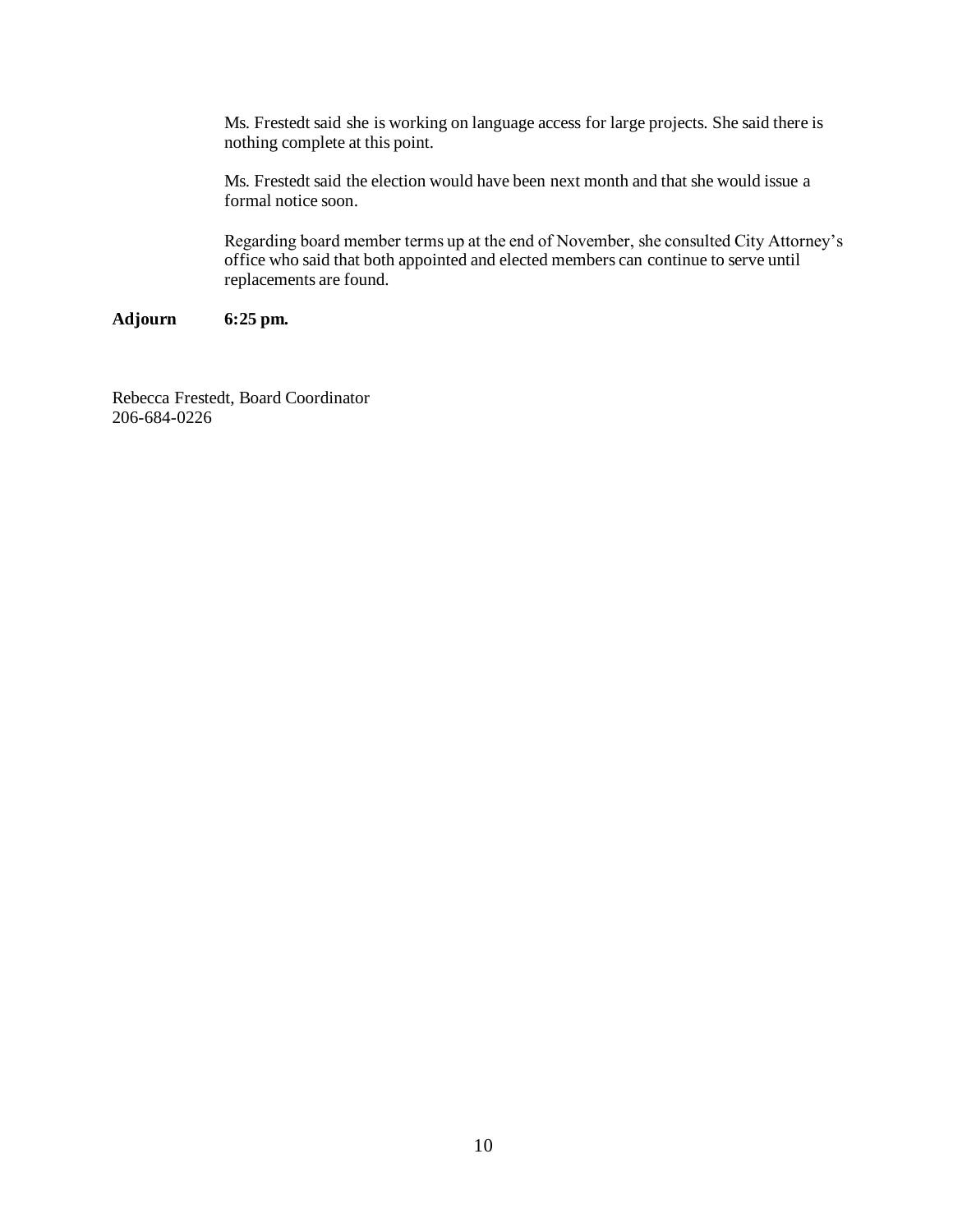Ms. Frestedt said she is working on language access for large projects. She said there is nothing complete at this point.

Ms. Frestedt said the election would have been next month and that she would issue a formal notice soon.

Regarding board member terms up at the end of November, she consulted City Attorney's office who said that both appointed and elected members can continue to serve until replacements are found.

**Adjourn 6:25 pm.**

Rebecca Frestedt, Board Coordinator
206-684-0226